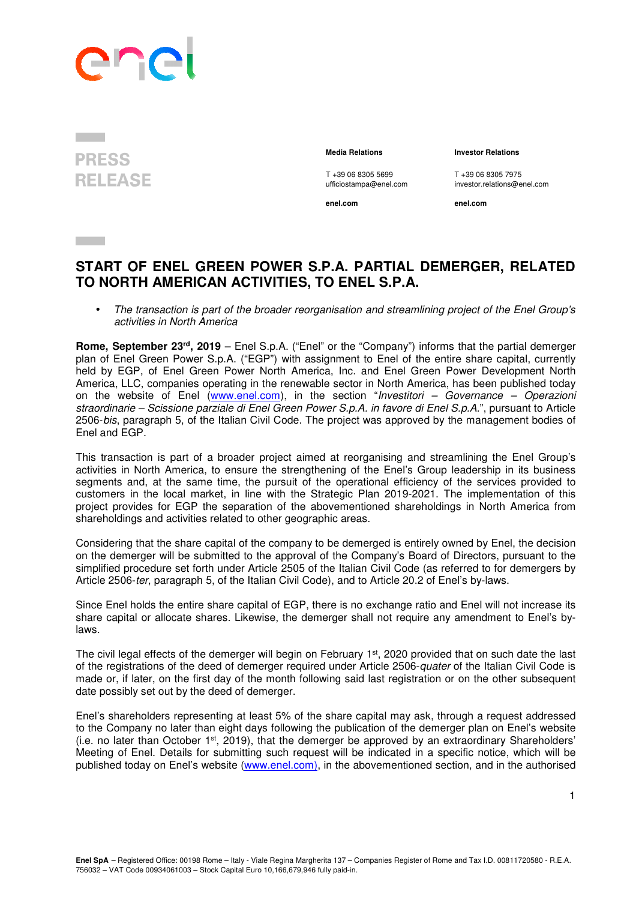PRESS RELEASE

**Media Relations**

T +39 06 8305 5699
ufficiostampa@enel.com

**enel.com**

**Investor Relations**

T +39 06 8305 7975
investor.relations@enel.com

**enel.com**

# START OF ENEL GREEN POWER S.P.A. PARTIAL DEMERGER, RELATED TO NORTH AMERICAN ACTIVITIES, TO ENEL S.P.A.

- *The transaction is part of the broader reorganisation and streamlining project of the Enel Group's activities in North America*

**Rome, September 23rd, 2019** – Enel S.p.A. ("Enel" or the "Company") informs that the partial demerger plan of Enel Green Power S.p.A. ("EGP") with assignment to Enel of the entire share capital, currently held by EGP, of Enel Green Power North America, Inc. and Enel Green Power Development North America, LLC, companies operating in the renewable sector in North America, has been published today on the website of Enel (www.enel.com), in the section "*Investitori – Governance – Operazioni straordinarie – Scissione parziale di Enel Green Power S.p.A. in favore di Enel S.p.A.*", pursuant to Article 2506-*bis*, paragraph 5, of the Italian Civil Code. The project was approved by the management bodies of Enel and EGP.

This transaction is part of a broader project aimed at reorganising and streamlining the Enel Group's activities in North America, to ensure the strengthening of the Enel's Group leadership in its business segments and, at the same time, the pursuit of the operational efficiency of the services provided to customers in the local market, in line with the Strategic Plan 2019-2021. The implementation of this project provides for EGP the separation of the abovementioned shareholdings in North America from shareholdings and activities related to other geographic areas.

Considering that the share capital of the company to be demerged is entirely owned by Enel, the decision on the demerger will be submitted to the approval of the Company's Board of Directors, pursuant to the simplified procedure set forth under Article 2505 of the Italian Civil Code (as referred to for demergers by Article 2506-*ter*, paragraph 5, of the Italian Civil Code), and to Article 20.2 of Enel's by-laws.

Since Enel holds the entire share capital of EGP, there is no exchange ratio and Enel will not increase its share capital or allocate shares. Likewise, the demerger shall not require any amendment to Enel's by-laws.

The civil legal effects of the demerger will begin on February 1st, 2020 provided that on such date the last of the registrations of the deed of demerger required under Article 2506-*quater* of the Italian Civil Code is made or, if later, on the first day of the month following said last registration or on the other subsequent date possibly set out by the deed of demerger.

Enel's shareholders representing at least 5% of the share capital may ask, through a request addressed to the Company no later than eight days following the publication of the demerger plan on Enel's website (i.e. no later than October 1st, 2019), that the demerger be approved by an extraordinary Shareholders' Meeting of Enel. Details for submitting such request will be indicated in a specific notice, which will be published today on Enel's website (www.enel.com), in the abovementioned section, and in the authorised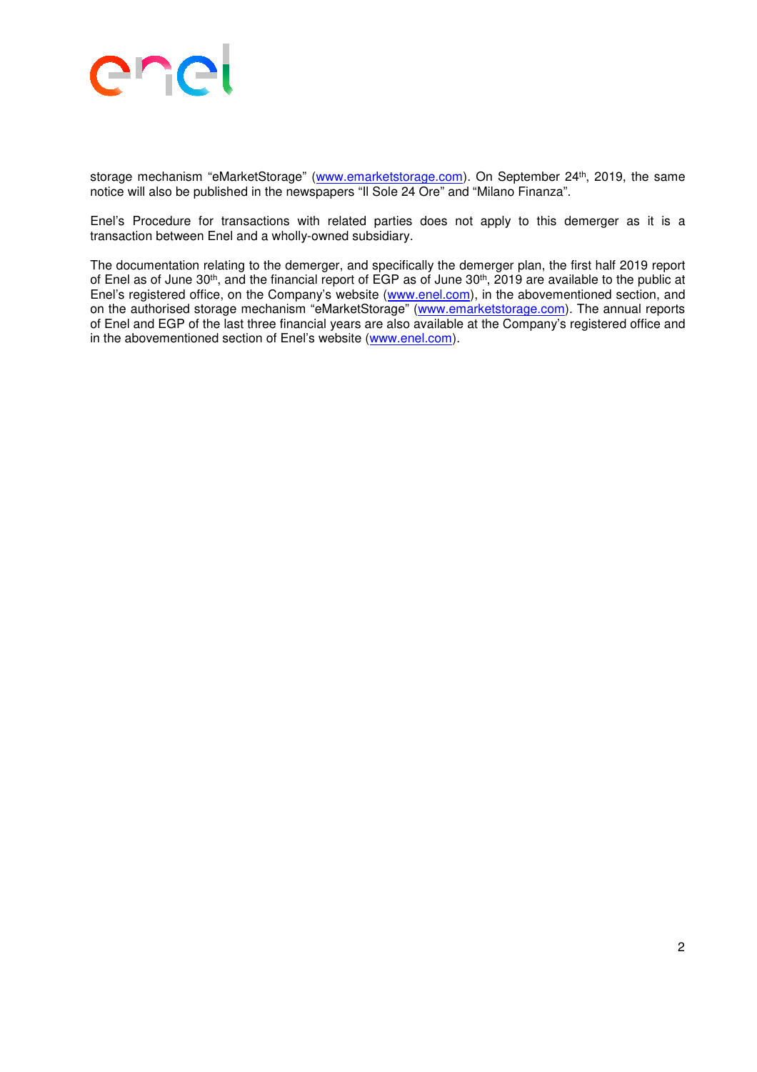storage mechanism "eMarketStorage" (www.emarketstorage.com). On September 24th, 2019, the same notice will also be published in the newspapers "Il Sole 24 Ore" and "Milano Finanza".

Enel's Procedure for transactions with related parties does not apply to this demerger as it is a transaction between Enel and a wholly-owned subsidiary.

The documentation relating to the demerger, and specifically the demerger plan, the first half 2019 report of Enel as of June 30th, and the financial report of EGP as of June 30th, 2019 are available to the public at Enel's registered office, on the Company's website (www.enel.com), in the abovementioned section, and on the authorised storage mechanism "eMarketStorage" (www.emarketstorage.com). The annual reports of Enel and EGP of the last three financial years are also available at the Company's registered office and in the abovementioned section of Enel's website (www.enel.com).